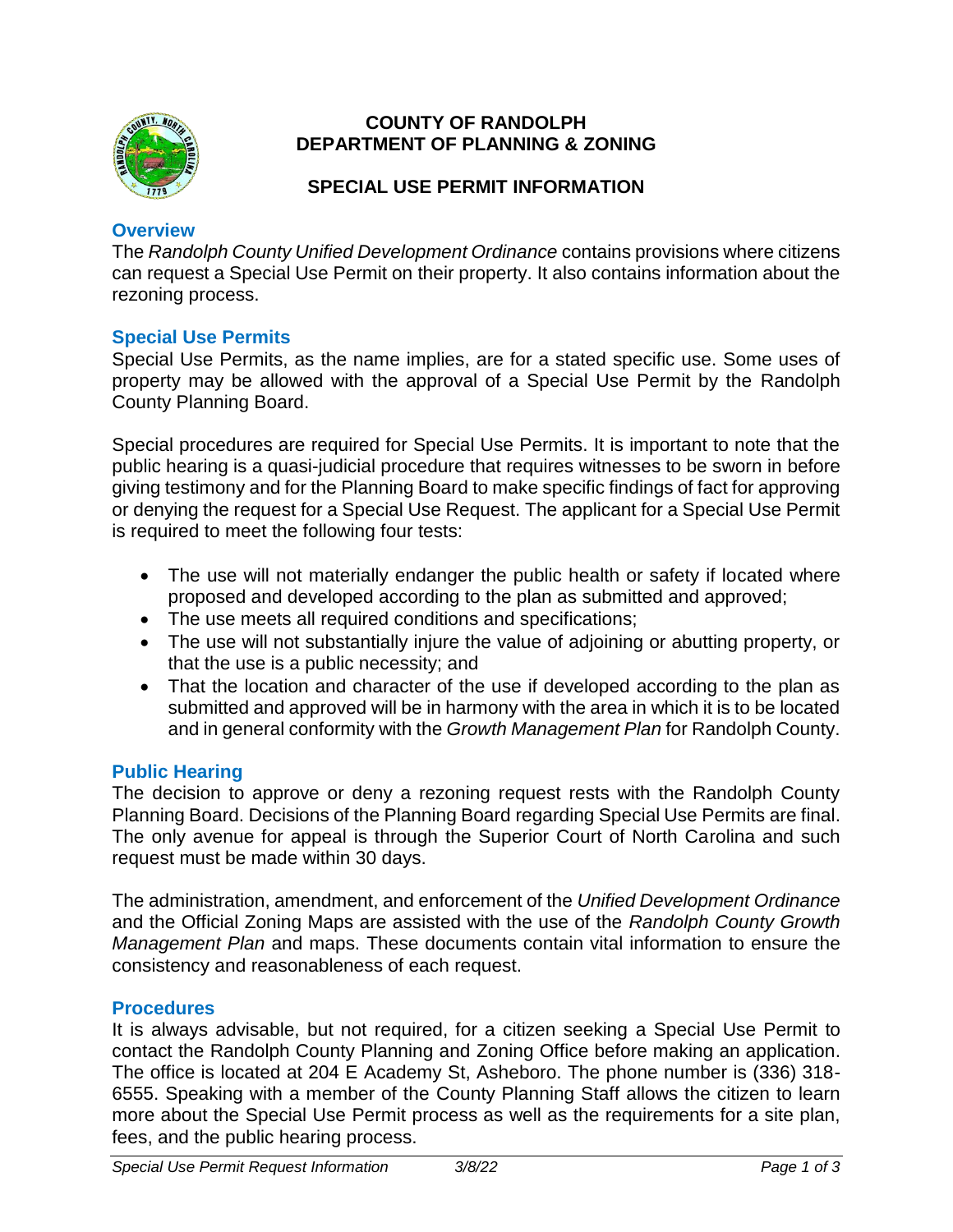# COUNTY OF RANDOLPH
# DEPARTMENT OF PLANNING & ZONING

## SPECIAL USE PERMIT INFORMATION

### Overview

The *Randolph County Unified Development Ordinance* contains provisions where citizens can request a Special Use Permit on their property. It also contains information about the rezoning process.

### Special Use Permits

Special Use Permits, as the name implies, are for a stated specific use. Some uses of property may be allowed with the approval of a Special Use Permit by the Randolph County Planning Board.

Special procedures are required for Special Use Permits. It is important to note that the public hearing is a quasi-judicial procedure that requires witnesses to be sworn in before giving testimony and for the Planning Board to make specific findings of fact for approving or denying the request for a Special Use Request. The applicant for a Special Use Permit is required to meet the following four tests:

- The use will not materially endanger the public health or safety if located where proposed and developed according to the plan as submitted and approved;
- The use meets all required conditions and specifications;
- The use will not substantially injure the value of adjoining or abutting property, or that the use is a public necessity; and
- That the location and character of the use if developed according to the plan as submitted and approved will be in harmony with the area in which it is to be located and in general conformity with the *Growth Management Plan* for Randolph County.

### Public Hearing

The decision to approve or deny a rezoning request rests with the Randolph County Planning Board. Decisions of the Planning Board regarding Special Use Permits are final. The only avenue for appeal is through the Superior Court of North Carolina and such request must be made within 30 days.

The administration, amendment, and enforcement of the *Unified Development Ordinance* and the Official Zoning Maps are assisted with the use of the *Randolph County Growth Management Plan* and maps. These documents contain vital information to ensure the consistency and reasonableness of each request.

### Procedures

It is always advisable, but not required, for a citizen seeking a Special Use Permit to contact the Randolph County Planning and Zoning Office before making an application. The office is located at 204 E Academy St, Asheboro. The phone number is (336) 318-6555. Speaking with a member of the County Planning Staff allows the citizen to learn more about the Special Use Permit process as well as the requirements for a site plan, fees, and the public hearing process.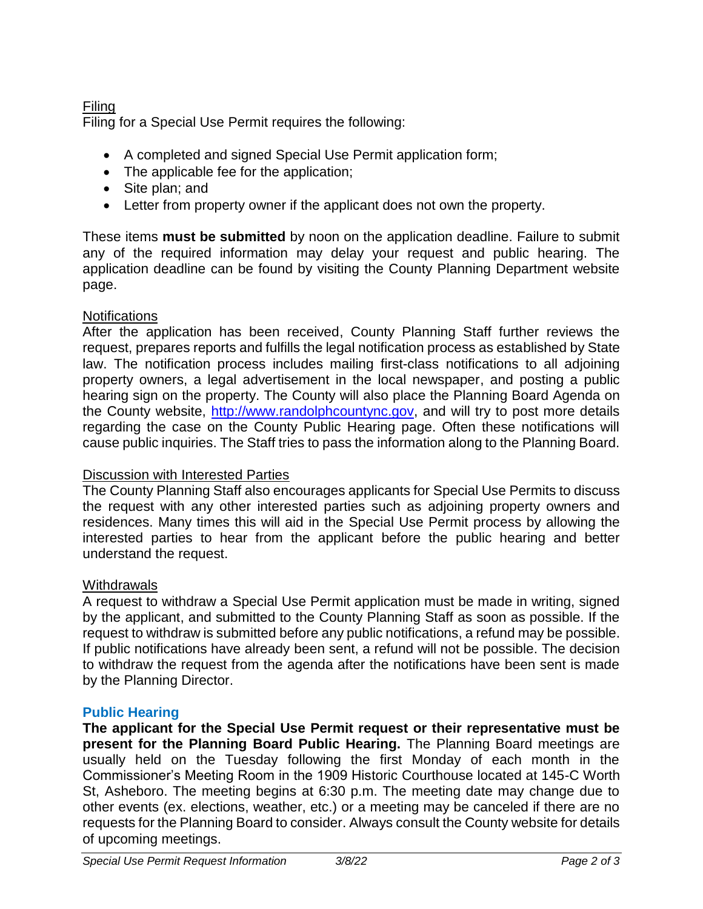<u>Filing</u>

Filing for a Special Use Permit requires the following:

- A completed and signed Special Use Permit application form;
- The applicable fee for the application;
- Site plan; and
- Letter from property owner if the applicant does not own the property.

These items **must be submitted** by noon on the application deadline. Failure to submit any of the required information may delay your request and public hearing. The application deadline can be found by visiting the County Planning Department website page.

<u>Notifications</u>

After the application has been received, County Planning Staff further reviews the request, prepares reports and fulfills the legal notification process as established by State law. The notification process includes mailing first-class notifications to all adjoining property owners, a legal advertisement in the local newspaper, and posting a public hearing sign on the property. The County will also place the Planning Board Agenda on the County website, [http://www.randolphcountync.gov](http://www.randolphcountync.gov), and will try to post more details regarding the case on the County Public Hearing page. Often these notifications will cause public inquiries. The Staff tries to pass the information along to the Planning Board.

<u>Discussion with Interested Parties</u>

The County Planning Staff also encourages applicants for Special Use Permits to discuss the request with any other interested parties such as adjoining property owners and residences. Many times this will aid in the Special Use Permit process by allowing the interested parties to hear from the applicant before the public hearing and better understand the request.

<u>Withdrawals</u>

A request to withdraw a Special Use Permit application must be made in writing, signed by the applicant, and submitted to the County Planning Staff as soon as possible. If the request to withdraw is submitted before any public notifications, a refund may be possible. If public notifications have already been sent, a refund will not be possible. The decision to withdraw the request from the agenda after the notifications have been sent is made by the Planning Director.

## Public Hearing

**The applicant for the Special Use Permit request or their representative must be present for the Planning Board Public Hearing.** The Planning Board meetings are usually held on the Tuesday following the first Monday of each month in the Commissioner's Meeting Room in the 1909 Historic Courthouse located at 145-C Worth St, Asheboro. The meeting begins at 6:30 p.m. The meeting date may change due to other events (ex. elections, weather, etc.) or a meeting may be canceled if there are no requests for the Planning Board to consider. Always consult the County website for details of upcoming meetings.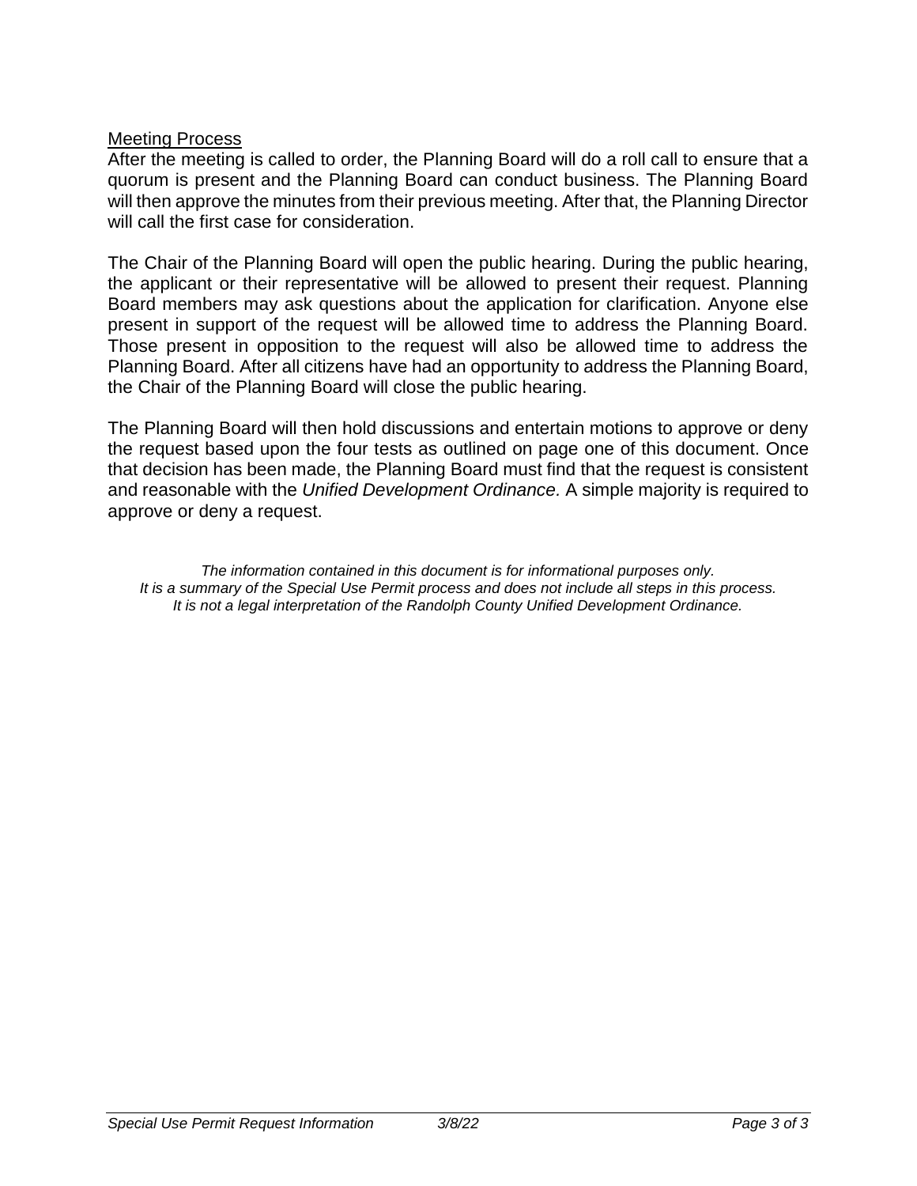## Meeting Process

After the meeting is called to order, the Planning Board will do a roll call to ensure that a quorum is present and the Planning Board can conduct business. The Planning Board will then approve the minutes from their previous meeting. After that, the Planning Director will call the first case for consideration.

The Chair of the Planning Board will open the public hearing. During the public hearing, the applicant or their representative will be allowed to present their request. Planning Board members may ask questions about the application for clarification. Anyone else present in support of the request will be allowed time to address the Planning Board. Those present in opposition to the request will also be allowed time to address the Planning Board. After all citizens have had an opportunity to address the Planning Board, the Chair of the Planning Board will close the public hearing.

The Planning Board will then hold discussions and entertain motions to approve or deny the request based upon the four tests as outlined on page one of this document. Once that decision has been made, the Planning Board must find that the request is consistent and reasonable with the *Unified Development Ordinance.* A simple majority is required to approve or deny a request.

*The information contained in this document is for informational purposes only.*
*It is a summary of the Special Use Permit process and does not include all steps in this process.*
*It is not a legal interpretation of the Randolph County Unified Development Ordinance.*